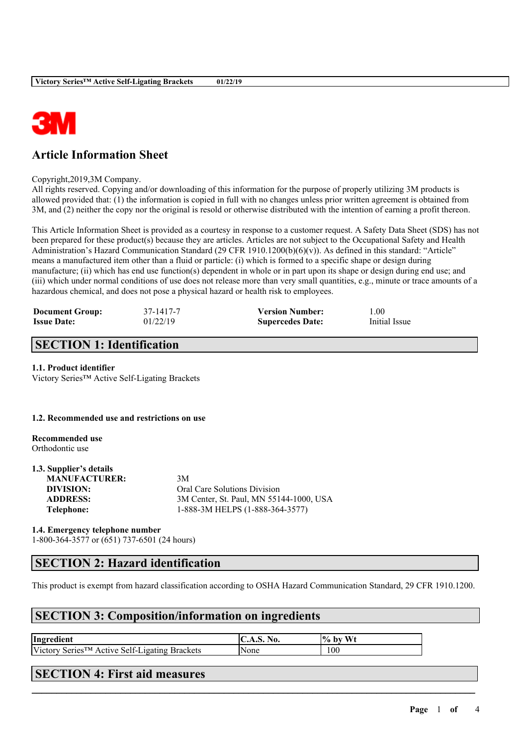# Article Information Sheet

Copyright,2019,3M Company.
All rights reserved. Copying and/or downloading of this information for the purpose of properly utilizing 3M products is allowed provided that: (1) the information is copied in full with no changes unless prior written agreement is obtained from 3M, and (2) neither the copy nor the original is resold or otherwise distributed with the intention of earning a profit thereon.

This Article Information Sheet is provided as a courtesy in response to a customer request. A Safety Data Sheet (SDS) has not been prepared for these product(s) because they are articles. Articles are not subject to the Occupational Safety and Health Administration's Hazard Communication Standard (29 CFR 1910.1200(b)(6)(v)). As defined in this standard: "Article" means a manufactured item other than a fluid or particle: (i) which is formed to a specific shape or design during manufacture; (ii) which has end use function(s) dependent in whole or in part upon its shape or design during end use; and (iii) which under normal conditions of use does not release more than very small quantities, e.g., minute or trace amounts of a hazardous chemical, and does not pose a physical hazard or health risk to employees.

| | | | |
|---|---|---|---|
| **Document Group:** | 37-1417-7 | **Version Number:** | 1.00 |
| **Issue Date:** | 01/22/19 | **Supercedes Date:** | Initial Issue |

## SECTION 1: Identification

**1.1. Product identifier**
Victory Series™ Active Self-Ligating Brackets

**1.2. Recommended use and restrictions on use**

**Recommended use**
Orthodontic use

**1.3. Supplier's details**

| | |
|---|---|
| **MANUFACTURER:** | 3M |
| **DIVISION:** | Oral Care Solutions Division |
| **ADDRESS:** | 3M Center, St. Paul, MN 55144-1000, USA |
| **Telephone:** | 1-888-3M HELPS (1-888-364-3577) |

**1.4. Emergency telephone number**
1-800-364-3577 or (651) 737-6501 (24 hours)

## SECTION 2: Hazard identification

This product is exempt from hazard classification according to OSHA Hazard Communication Standard, 29 CFR 1910.1200.

## SECTION 3: Composition/information on ingredients

| Ingredient | C.A.S. No. | % by Wt |
|---|---|---|
| Victory Series™ Active Self-Ligating Brackets | None | 100 |

## SECTION 4: First aid measures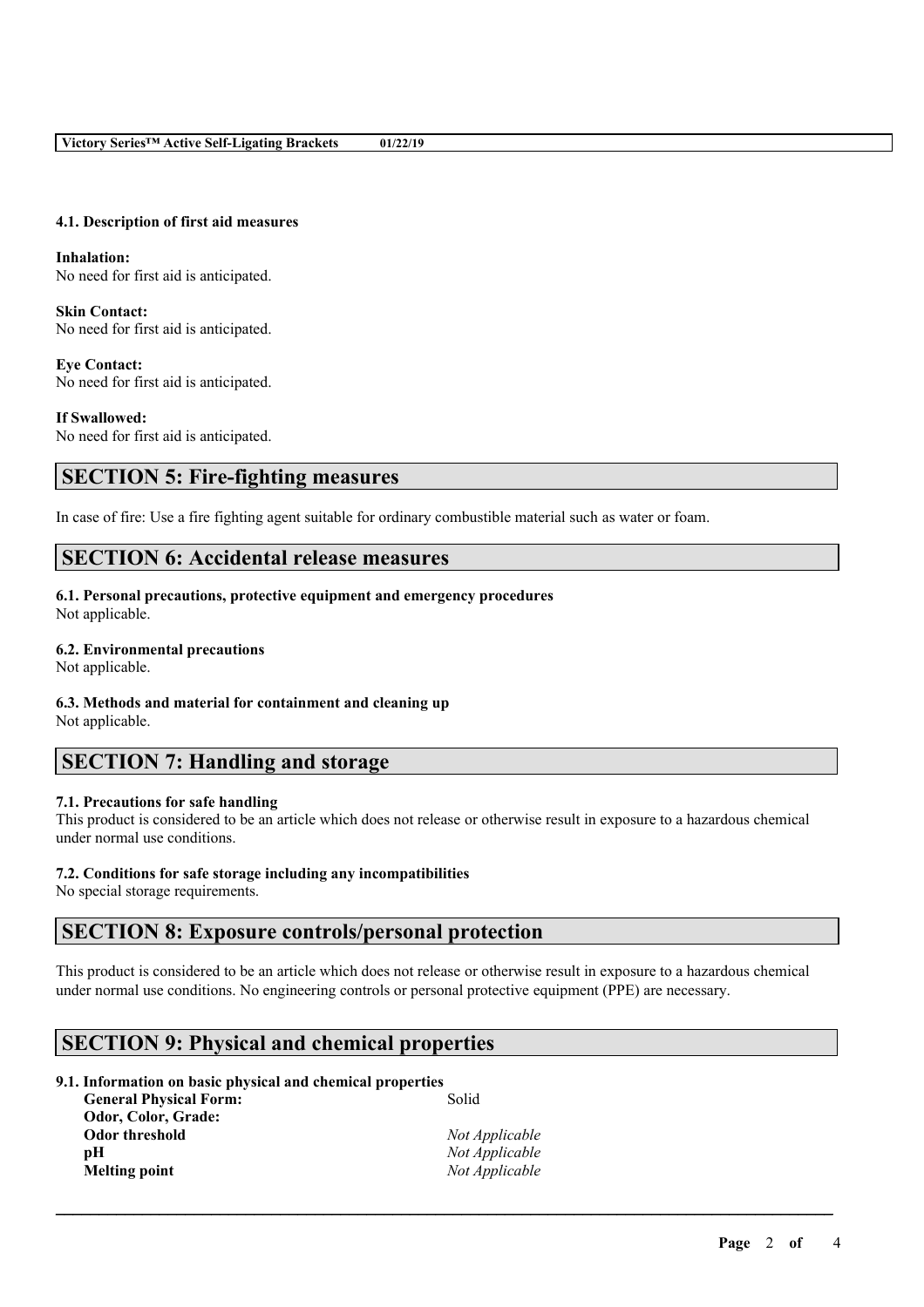### 4.1. Description of first aid measures

**Inhalation:**
No need for first aid is anticipated.

**Skin Contact:**
No need for first aid is anticipated.

**Eye Contact:**
No need for first aid is anticipated.

**If Swallowed:**
No need for first aid is anticipated.

## SECTION 5: Fire-fighting measures

In case of fire: Use a fire fighting agent suitable for ordinary combustible material such as water or foam.

## SECTION 6: Accidental release measures

### 6.1. Personal precautions, protective equipment and emergency procedures
Not applicable.

### 6.2. Environmental precautions
Not applicable.

### 6.3. Methods and material for containment and cleaning up
Not applicable.

## SECTION 7: Handling and storage

### 7.1. Precautions for safe handling
This product is considered to be an article which does not release or otherwise result in exposure to a hazardous chemical under normal use conditions.

### 7.2. Conditions for safe storage including any incompatibilities
No special storage requirements.

## SECTION 8: Exposure controls/personal protection

This product is considered to be an article which does not release or otherwise result in exposure to a hazardous chemical under normal use conditions. No engineering controls or personal protective equipment (PPE) are necessary.

## SECTION 9: Physical and chemical properties

### 9.1. Information on basic physical and chemical properties

| | |
|---|---|
| **General Physical Form:** | Solid |
| **Odor, Color, Grade:** | |
| **Odor threshold** | *Not Applicable* |
| **pH** | *Not Applicable* |
| **Melting point** | *Not Applicable* |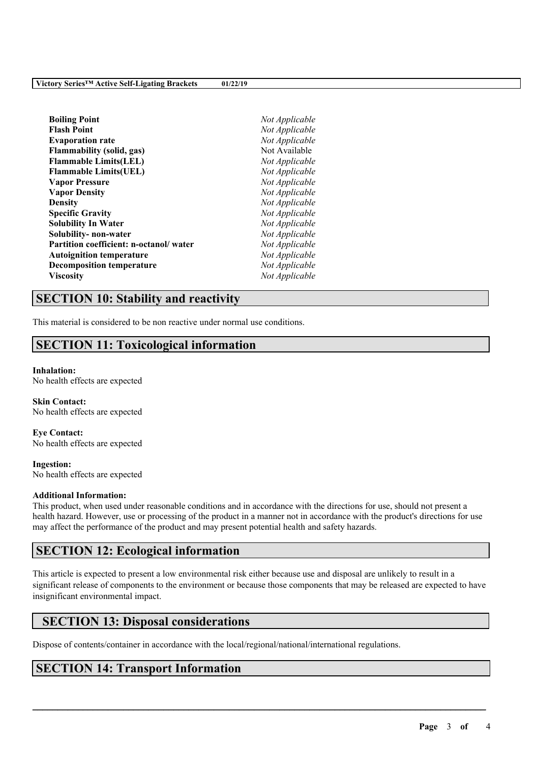| | |
|---|---|
| **Boiling Point** | *Not Applicable* |
| **Flash Point** | *Not Applicable* |
| **Evaporation rate** | *Not Applicable* |
| **Flammability (solid, gas)** | Not Available |
| **Flammable Limits(LEL)** | *Not Applicable* |
| **Flammable Limits(UEL)** | *Not Applicable* |
| **Vapor Pressure** | *Not Applicable* |
| **Vapor Density** | *Not Applicable* |
| **Density** | *Not Applicable* |
| **Specific Gravity** | *Not Applicable* |
| **Solubility In Water** | *Not Applicable* |
| **Solubility- non-water** | *Not Applicable* |
| **Partition coefficient: n-octanol/ water** | *Not Applicable* |
| **Autoignition temperature** | *Not Applicable* |
| **Decomposition temperature** | *Not Applicable* |
| **Viscosity** | *Not Applicable* |

## SECTION 10: Stability and reactivity

This material is considered to be non reactive under normal use conditions.

## SECTION 11: Toxicological information

**Inhalation:**
No health effects are expected

**Skin Contact:**
No health effects are expected

**Eye Contact:**
No health effects are expected

**Ingestion:**
No health effects are expected

**Additional Information:**
This product, when used under reasonable conditions and in accordance with the directions for use, should not present a health hazard. However, use or processing of the product in a manner not in accordance with the product's directions for use may affect the performance of the product and may present potential health and safety hazards.

## SECTION 12: Ecological information

This article is expected to present a low environmental risk either because use and disposal are unlikely to result in a significant release of components to the environment or because those components that may be released are expected to have insignificant environmental impact.

## SECTION 13: Disposal considerations

Dispose of contents/container in accordance with the local/regional/national/international regulations.

## SECTION 14: Transport Information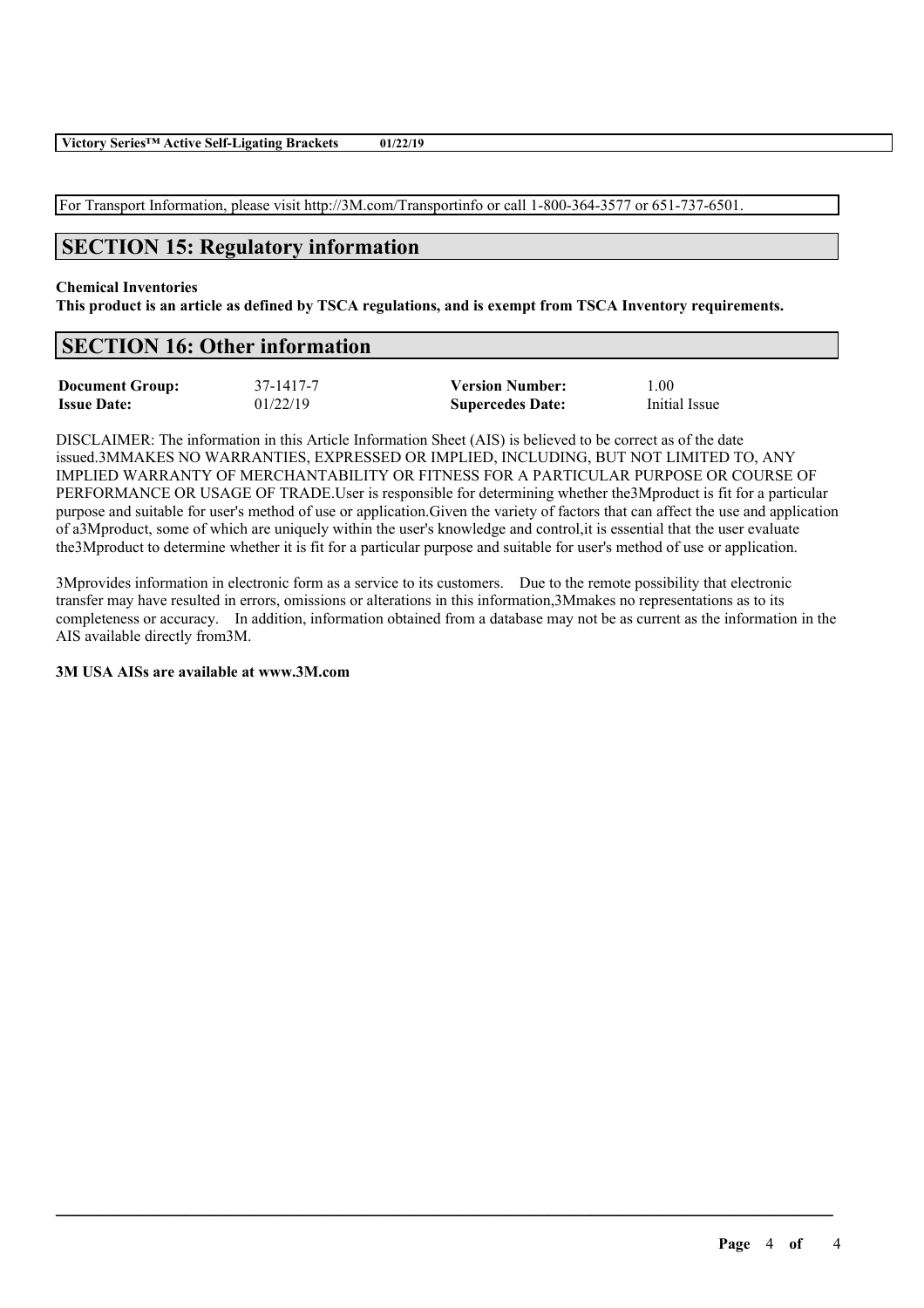For Transport Information, please visit http://3M.com/Transportinfo or call 1-800-364-3577 or 651-737-6501.

## SECTION 15: Regulatory information

**Chemical Inventories**

**This product is an article as defined by TSCA regulations, and is exempt from TSCA Inventory requirements.**

## SECTION 16: Other information

| | | | |
|---|---|---|---|
| **Document Group:** | 37-1417-7 | **Version Number:** | 1.00 |
| **Issue Date:** | 01/22/19 | **Supercedes Date:** | Initial Issue |

DISCLAIMER: The information in this Article Information Sheet (AIS) is believed to be correct as of the date issued.3MMAKES NO WARRANTIES, EXPRESSED OR IMPLIED, INCLUDING, BUT NOT LIMITED TO, ANY IMPLIED WARRANTY OF MERCHANTABILITY OR FITNESS FOR A PARTICULAR PURPOSE OR COURSE OF PERFORMANCE OR USAGE OF TRADE.User is responsible for determining whether the3Mproduct is fit for a particular purpose and suitable for user's method of use or application.Given the variety of factors that can affect the use and application of a3Mproduct, some of which are uniquely within the user's knowledge and control,it is essential that the user evaluate the3Mproduct to determine whether it is fit for a particular purpose and suitable for user's method of use or application.

3Mprovides information in electronic form as a service to its customers. Due to the remote possibility that electronic transfer may have resulted in errors, omissions or alterations in this information,3Mmakes no representations as to its completeness or accuracy. In addition, information obtained from a database may not be as current as the information in the AIS available directly from3M.

**3M USA AISs are available at www.3M.com**